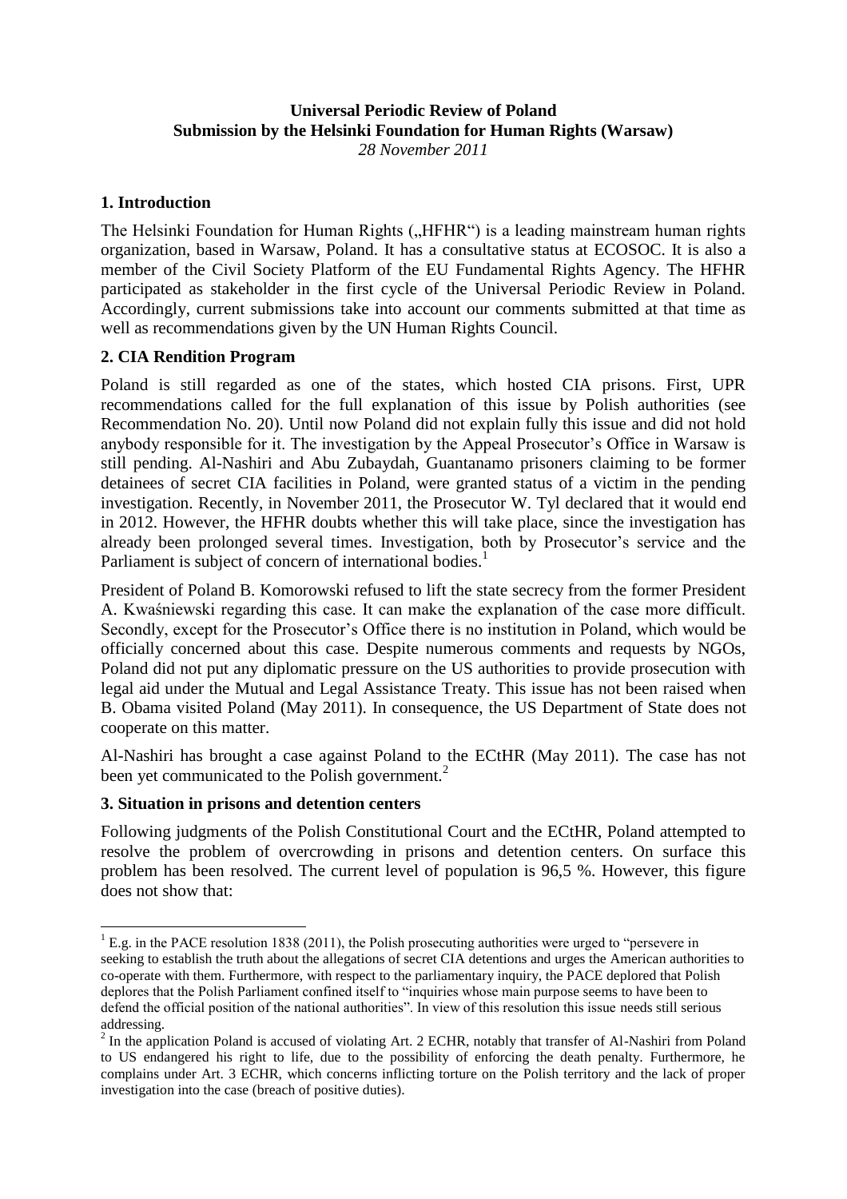**Universal Periodic Review of Poland**
**Submission by the Helsinki Foundation for Human Rights (Warsaw)**
*28 November 2011*

## 1. Introduction

The Helsinki Foundation for Human Rights („HFHR") is a leading mainstream human rights organization, based in Warsaw, Poland. It has a consultative status at ECOSOC. It is also a member of the Civil Society Platform of the EU Fundamental Rights Agency. The HFHR participated as stakeholder in the first cycle of the Universal Periodic Review in Poland. Accordingly, current submissions take into account our comments submitted at that time as well as recommendations given by the UN Human Rights Council.

## 2. CIA Rendition Program

Poland is still regarded as one of the states, which hosted CIA prisons. First, UPR recommendations called for the full explanation of this issue by Polish authorities (see Recommendation No. 20). Until now Poland did not explain fully this issue and did not hold anybody responsible for it. The investigation by the Appeal Prosecutor's Office in Warsaw is still pending. Al-Nashiri and Abu Zubaydah, Guantanamo prisoners claiming to be former detainees of secret CIA facilities in Poland, were granted status of a victim in the pending investigation. Recently, in November 2011, the Prosecutor W. Tyl declared that it would end in 2012. However, the HFHR doubts whether this will take place, since the investigation has already been prolonged several times. Investigation, both by Prosecutor's service and the Parliament is subject of concern of international bodies.[1]

President of Poland B. Komorowski refused to lift the state secrecy from the former President A. Kwaśniewski regarding this case. It can make the explanation of the case more difficult. Secondly, except for the Prosecutor's Office there is no institution in Poland, which would be officially concerned about this case. Despite numerous comments and requests by NGOs, Poland did not put any diplomatic pressure on the US authorities to provide prosecution with legal aid under the Mutual and Legal Assistance Treaty. This issue has not been raised when B. Obama visited Poland (May 2011). In consequence, the US Department of State does not cooperate on this matter.

Al-Nashiri has brought a case against Poland to the ECtHR (May 2011). The case has not been yet communicated to the Polish government.[2]

## 3. Situation in prisons and detention centers

Following judgments of the Polish Constitutional Court and the ECtHR, Poland attempted to resolve the problem of overcrowding in prisons and detention centers. On surface this problem has been resolved. The current level of population is 96,5 %. However, this figure does not show that:

---

[1] E.g. in the PACE resolution 1838 (2011), the Polish prosecuting authorities were urged to "persevere in seeking to establish the truth about the allegations of secret CIA detentions and urges the American authorities to co-operate with them. Furthermore, with respect to the parliamentary inquiry, the PACE deplored that Polish deplores that the Polish Parliament confined itself to "inquiries whose main purpose seems to have been to defend the official position of the national authorities". In view of this resolution this issue needs still serious addressing.

[2] In the application Poland is accused of violating Art. 2 ECHR, notably that transfer of Al-Nashiri from Poland to US endangered his right to life, due to the possibility of enforcing the death penalty. Furthermore, he complains under Art. 3 ECHR, which concerns inflicting torture on the Polish territory and the lack of proper investigation into the case (breach of positive duties).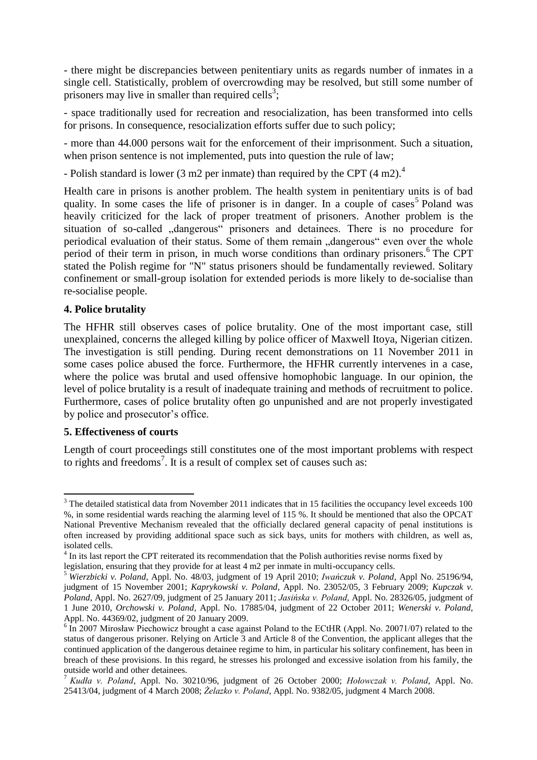- there might be discrepancies between penitentiary units as regards number of inmates in a single cell. Statistically, problem of overcrowding may be resolved, but still some number of prisoners may live in smaller than required cells[3];

- space traditionally used for recreation and resocialization, has been transformed into cells for prisons. In consequence, resocialization efforts suffer due to such policy;

- more than 44.000 persons wait for the enforcement of their imprisonment. Such a situation, when prison sentence is not implemented, puts into question the rule of law;

- Polish standard is lower (3 m2 per inmate) than required by the CPT (4 m2).[4]

Health care in prisons is another problem. The health system in penitentiary units is of bad quality. In some cases the life of prisoner is in danger. In a couple of cases[5] Poland was heavily criticized for the lack of proper treatment of prisoners. Another problem is the situation of so-called „dangerous" prisoners and detainees. There is no procedure for periodical evaluation of their status. Some of them remain „dangerous" even over the whole period of their term in prison, in much worse conditions than ordinary prisoners.[6] The CPT stated the Polish regime for "N" status prisoners should be fundamentally reviewed. Solitary confinement or small-group isolation for extended periods is more likely to de-socialise than re-socialise people.

### 4. Police brutality

The HFHR still observes cases of police brutality. One of the most important case, still unexplained, concerns the alleged killing by police officer of Maxwell Itoya, Nigerian citizen. The investigation is still pending. During recent demonstrations on 11 November 2011 in some cases police abused the force. Furthermore, the HFHR currently intervenes in a case, where the police was brutal and used offensive homophobic language. In our opinion, the level of police brutality is a result of inadequate training and methods of recruitment to police. Furthermore, cases of police brutality often go unpunished and are not properly investigated by police and prosecutor's office.

### 5. Effectiveness of courts

Length of court proceedings still constitutes one of the most important problems with respect to rights and freedoms[7]. It is a result of complex set of causes such as:

---

[3] The detailed statistical data from November 2011 indicates that in 15 facilities the occupancy level exceeds 100 %, in some residential wards reaching the alarming level of 115 %. It should be mentioned that also the OPCAT National Preventive Mechanism revealed that the officially declared general capacity of penal institutions is often increased by providing additional space such as sick bays, units for mothers with children, as well as, isolated cells.

[4] In its last report the CPT reiterated its recommendation that the Polish authorities revise norms fixed by legislation, ensuring that they provide for at least 4 m2 per inmate in multi-occupancy cells.

[5] *Wierzbicki v. Poland*, Appl. No. 48/03, judgment of 19 April 2010; *Iwańczuk v. Poland*, Appl No. 25196/94, judgment of 15 November 2001; *Kaprykowski v. Poland*, Appl. No. 23052/05, 3 February 2009; *Kupczak v. Poland*, Appl. No. 2627/09, judgment of 25 January 2011; *Jasińska v. Poland*, Appl. No. 28326/05, judgment of 1 June 2010, *Orchowski v. Poland*, Appl. No. 17885/04, judgment of 22 October 2011; *Wenerski v. Poland*, Appl. No. 44369/02, judgment of 20 January 2009.

[6] In 2007 Mirosław Piechowicz brought a case against Poland to the ECtHR (Appl. No. 20071/07) related to the status of dangerous prisoner. Relying on Article 3 and Article 8 of the Convention, the applicant alleges that the continued application of the dangerous detainee regime to him, in particular his solitary confinement, has been in breach of these provisions. In this regard, he stresses his prolonged and excessive isolation from his family, the outside world and other detainees.

[7] *Kudła v. Poland*, Appl. No. 30210/96, judgment of 26 October 2000; *Hołowczak v. Poland*, Appl. No. 25413/04, judgment of 4 March 2008; *Żelazko v. Poland*, Appl. No. 9382/05, judgment 4 March 2008.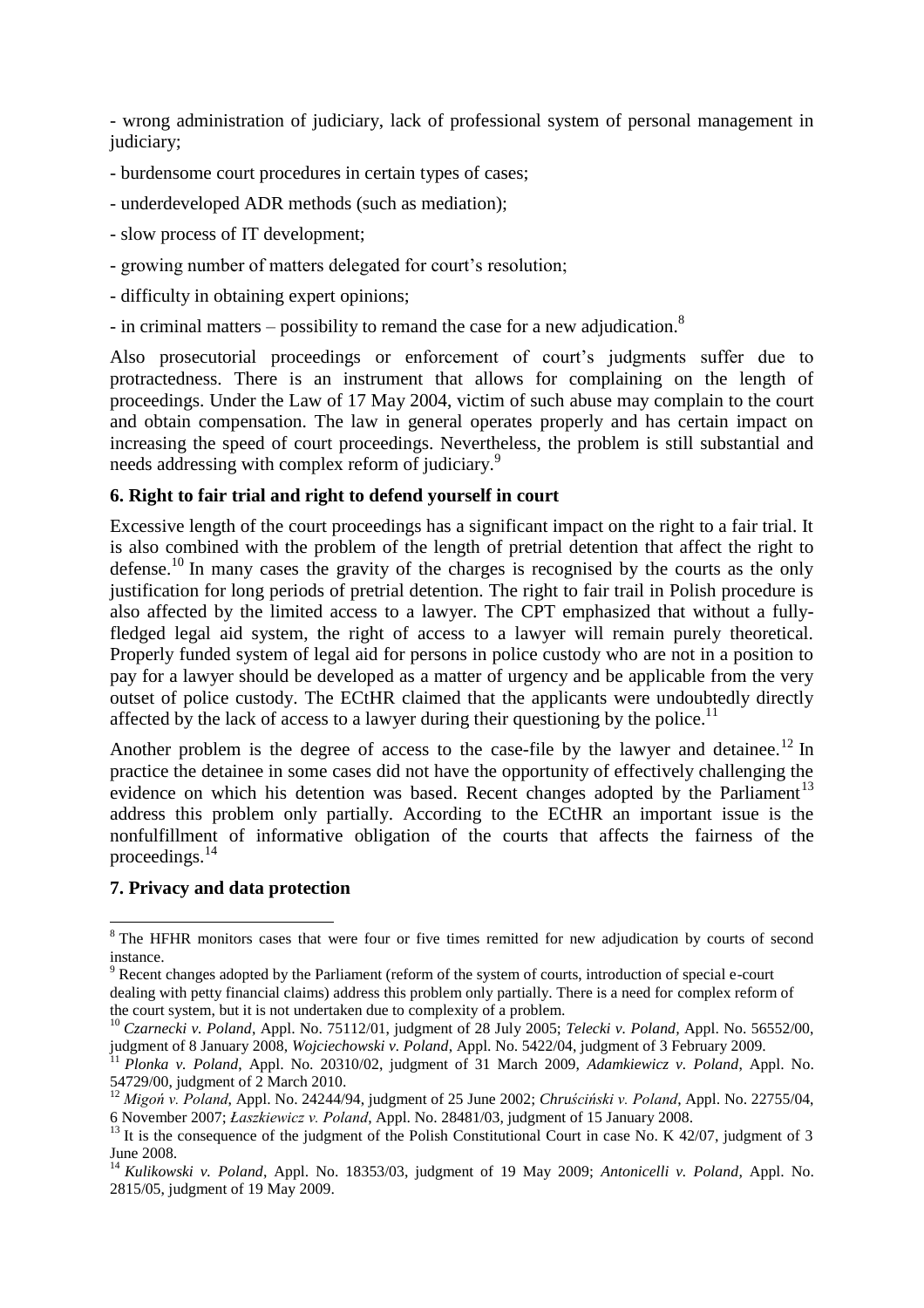- wrong administration of judiciary, lack of professional system of personal management in judiciary;

- burdensome court procedures in certain types of cases;

- underdeveloped ADR methods (such as mediation);

- slow process of IT development;

- growing number of matters delegated for court's resolution;

- difficulty in obtaining expert opinions;

- in criminal matters – possibility to remand the case for a new adjudication.[8]

Also prosecutorial proceedings or enforcement of court's judgments suffer due to protractedness. There is an instrument that allows for complaining on the length of proceedings. Under the Law of 17 May 2004, victim of such abuse may complain to the court and obtain compensation. The law in general operates properly and has certain impact on increasing the speed of court proceedings. Nevertheless, the problem is still substantial and needs addressing with complex reform of judiciary.[9]

## 6. Right to fair trial and right to defend yourself in court

Excessive length of the court proceedings has a significant impact on the right to a fair trial. It is also combined with the problem of the length of pretrial detention that affect the right to defense.[10] In many cases the gravity of the charges is recognised by the courts as the only justification for long periods of pretrial detention. The right to fair trail in Polish procedure is also affected by the limited access to a lawyer. The CPT emphasized that without a fully-fledged legal aid system, the right of access to a lawyer will remain purely theoretical. Properly funded system of legal aid for persons in police custody who are not in a position to pay for a lawyer should be developed as a matter of urgency and be applicable from the very outset of police custody. The ECtHR claimed that the applicants were undoubtedly directly affected by the lack of access to a lawyer during their questioning by the police.[11]

Another problem is the degree of access to the case-file by the lawyer and detainee.[12] In practice the detainee in some cases did not have the opportunity of effectively challenging the evidence on which his detention was based. Recent changes adopted by the Parliament[13] address this problem only partially. According to the ECtHR an important issue is the nonfulfillment of informative obligation of the courts that affects the fairness of the proceedings.[14]

## 7. Privacy and data protection

---

[8] The HFHR monitors cases that were four or five times remitted for new adjudication by courts of second instance.

[9] Recent changes adopted by the Parliament (reform of the system of courts, introduction of special e-court dealing with petty financial claims) address this problem only partially. There is a need for complex reform of the court system, but it is not undertaken due to complexity of a problem.

[10] *Czarnecki v. Poland*, Appl. No. 75112/01, judgment of 28 July 2005; *Telecki v. Poland*, Appl. No. 56552/00, judgment of 8 January 2008, *Wojciechowski v. Poland*, Appl. No. 5422/04, judgment of 3 February 2009.

[11] *Plonka v. Poland*, Appl. No. 20310/02, judgment of 31 March 2009, *Adamkiewicz v. Poland*, Appl. No. 54729/00, judgment of 2 March 2010.

[12] *Migoń v. Poland*, Appl. No. 24244/94, judgment of 25 June 2002; *Chruściński v. Poland*, Appl. No. 22755/04, 6 November 2007; *Łaszkiewicz v. Poland*, Appl. No. 28481/03, judgment of 15 January 2008.

[13] It is the consequence of the judgment of the Polish Constitutional Court in case No. K 42/07, judgment of 3 June 2008.

[14] *Kulikowski v. Poland*, Appl. No. 18353/03, judgment of 19 May 2009; *Antonicelli v. Poland*, Appl. No. 2815/05, judgment of 19 May 2009.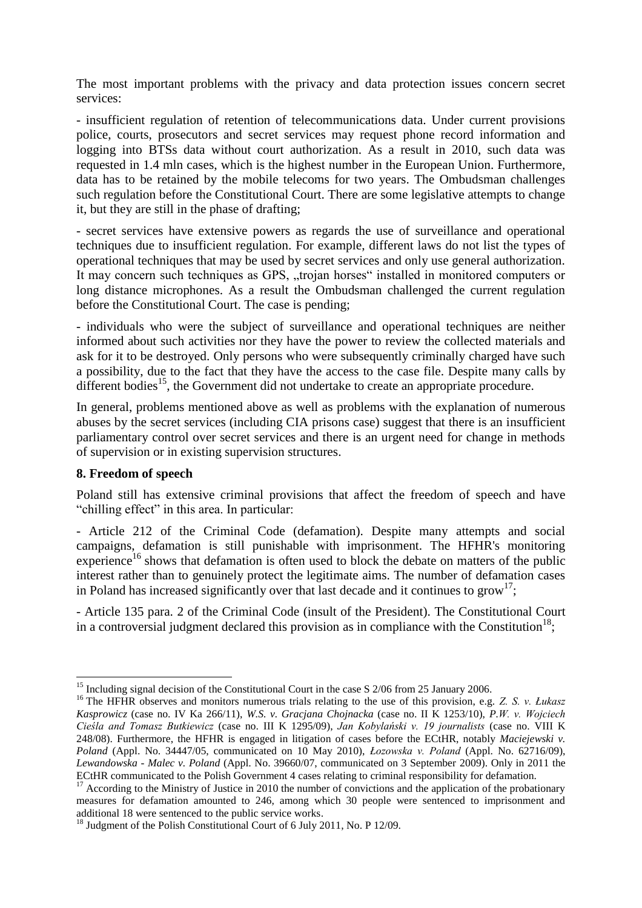The most important problems with the privacy and data protection issues concern secret services:

- insufficient regulation of retention of telecommunications data. Under current provisions police, courts, prosecutors and secret services may request phone record information and logging into BTSs data without court authorization. As a result in 2010, such data was requested in 1.4 mln cases, which is the highest number in the European Union. Furthermore, data has to be retained by the mobile telecoms for two years. The Ombudsman challenges such regulation before the Constitutional Court. There are some legislative attempts to change it, but they are still in the phase of drafting;

- secret services have extensive powers as regards the use of surveillance and operational techniques due to insufficient regulation. For example, different laws do not list the types of operational techniques that may be used by secret services and only use general authorization. It may concern such techniques as GPS, „trojan horses" installed in monitored computers or long distance microphones. As a result the Ombudsman challenged the current regulation before the Constitutional Court. The case is pending;

- individuals who were the subject of surveillance and operational techniques are neither informed about such activities nor they have the power to review the collected materials and ask for it to be destroyed. Only persons who were subsequently criminally charged have such a possibility, due to the fact that they have the access to the case file. Despite many calls by different bodies[15], the Government did not undertake to create an appropriate procedure.

In general, problems mentioned above as well as problems with the explanation of numerous abuses by the secret services (including CIA prisons case) suggest that there is an insufficient parliamentary control over secret services and there is an urgent need for change in methods of supervision or in existing supervision structures.

## 8. Freedom of speech

Poland still has extensive criminal provisions that affect the freedom of speech and have "chilling effect" in this area. In particular:

- Article 212 of the Criminal Code (defamation). Despite many attempts and social campaigns, defamation is still punishable with imprisonment. The HFHR's monitoring experience[16] shows that defamation is often used to block the debate on matters of the public interest rather than to genuinely protect the legitimate aims. The number of defamation cases in Poland has increased significantly over that last decade and it continues to grow[17];

- Article 135 para. 2 of the Criminal Code (insult of the President). The Constitutional Court in a controversial judgment declared this provision as in compliance with the Constitution[18];

---

[15] Including signal decision of the Constitutional Court in the case S 2/06 from 25 January 2006.

[16] The HFHR observes and monitors numerous trials relating to the use of this provision, e.g. *Z. S. v. Łukasz Kasprowicz* (case no. IV Ka 266/11), *W.S. v. Gracjana Chojnacka* (case no. II K 1253/10), *P.W. v. Wojciech Cieśla and Tomasz Butkiewicz* (case no. III K 1295/09), *Jan Kobylański v. 19 journalists* (case no. VIII K 248/08). Furthermore, the HFHR is engaged in litigation of cases before the ECtHR, notably *Maciejewski v. Poland* (Appl. No. 34447/05, communicated on 10 May 2010), *Łozowska v. Poland* (Appl. No. 62716/09), *Lewandowska - Malec v. Poland* (Appl. No. 39660/07, communicated on 3 September 2009). Only in 2011 the ECtHR communicated to the Polish Government 4 cases relating to criminal responsibility for defamation.

[17] According to the Ministry of Justice in 2010 the number of convictions and the application of the probationary measures for defamation amounted to 246, among which 30 people were sentenced to imprisonment and additional 18 were sentenced to the public service works.

[18] Judgment of the Polish Constitutional Court of 6 July 2011, No. P 12/09.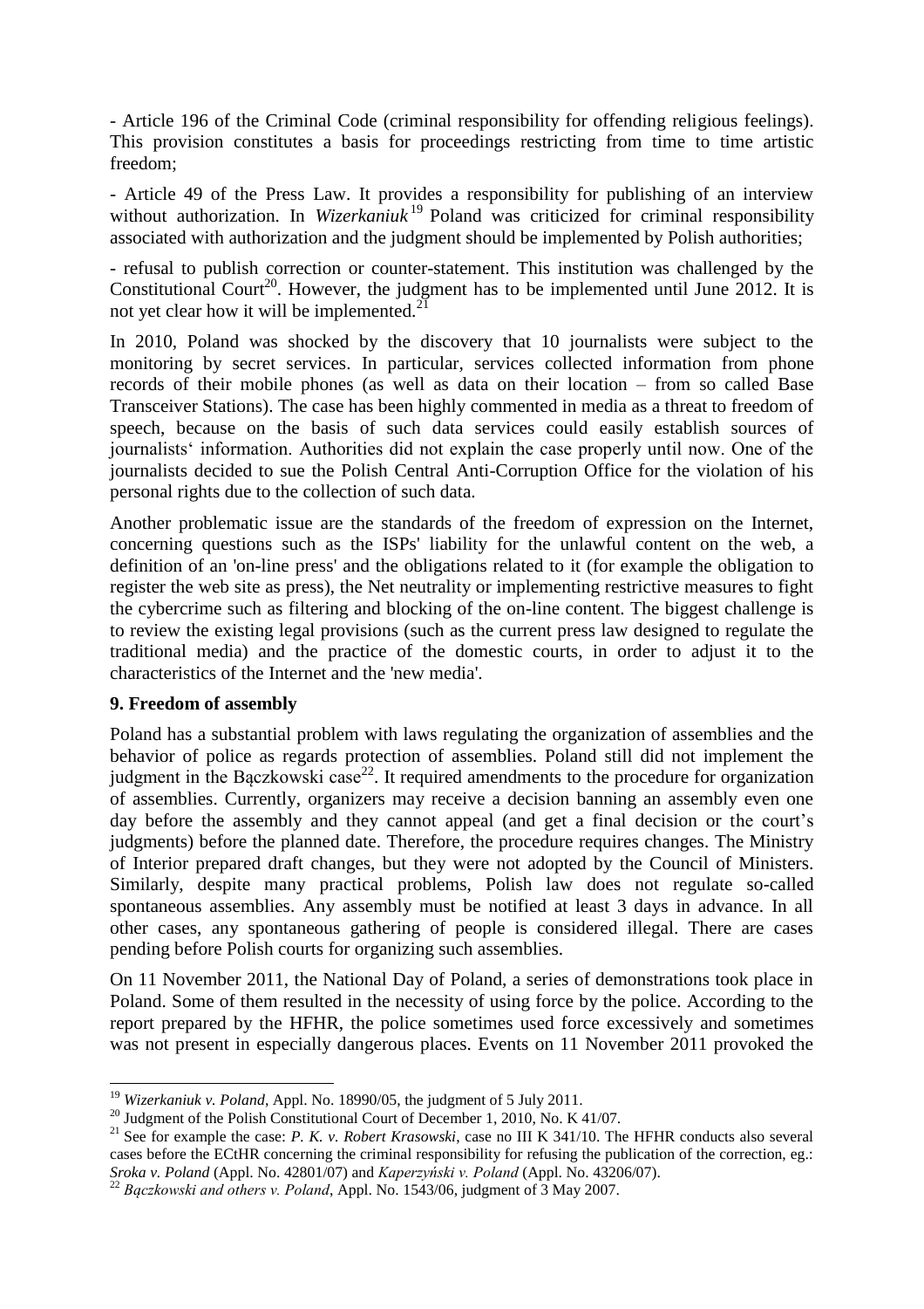- Article 196 of the Criminal Code (criminal responsibility for offending religious feelings). This provision constitutes a basis for proceedings restricting from time to time artistic freedom;

- Article 49 of the Press Law. It provides a responsibility for publishing of an interview without authorization. In *Wizerkaniuk*[19] Poland was criticized for criminal responsibility associated with authorization and the judgment should be implemented by Polish authorities;

- refusal to publish correction or counter-statement. This institution was challenged by the Constitutional Court[20]. However, the judgment has to be implemented until June 2012. It is not yet clear how it will be implemented.[21]

In 2010, Poland was shocked by the discovery that 10 journalists were subject to the monitoring by secret services. In particular, services collected information from phone records of their mobile phones (as well as data on their location – from so called Base Transceiver Stations). The case has been highly commented in media as a threat to freedom of speech, because on the basis of such data services could easily establish sources of journalists' information. Authorities did not explain the case properly until now. One of the journalists decided to sue the Polish Central Anti-Corruption Office for the violation of his personal rights due to the collection of such data.

Another problematic issue are the standards of the freedom of expression on the Internet, concerning questions such as the ISPs' liability for the unlawful content on the web, a definition of an 'on-line press' and the obligations related to it (for example the obligation to register the web site as press), the Net neutrality or implementing restrictive measures to fight the cybercrime such as filtering and blocking of the on-line content. The biggest challenge is to review the existing legal provisions (such as the current press law designed to regulate the traditional media) and the practice of the domestic courts, in order to adjust it to the characteristics of the Internet and the 'new media'.

### 9. Freedom of assembly

Poland has a substantial problem with laws regulating the organization of assemblies and the behavior of police as regards protection of assemblies. Poland still did not implement the judgment in the Bączkowski case[22]. It required amendments to the procedure for organization of assemblies. Currently, organizers may receive a decision banning an assembly even one day before the assembly and they cannot appeal (and get a final decision or the court's judgments) before the planned date. Therefore, the procedure requires changes. The Ministry of Interior prepared draft changes, but they were not adopted by the Council of Ministers. Similarly, despite many practical problems, Polish law does not regulate so-called spontaneous assemblies. Any assembly must be notified at least 3 days in advance. In all other cases, any spontaneous gathering of people is considered illegal. There are cases pending before Polish courts for organizing such assemblies.

On 11 November 2011, the National Day of Poland, a series of demonstrations took place in Poland. Some of them resulted in the necessity of using force by the police. According to the report prepared by the HFHR, the police sometimes used force excessively and sometimes was not present in especially dangerous places. Events on 11 November 2011 provoked the

---

[19] *Wizerkaniuk v. Poland*, Appl. No. 18990/05, the judgment of 5 July 2011.

[20] Judgment of the Polish Constitutional Court of December 1, 2010, No. K 41/07.

[21] See for example the case: *P. K. v. Robert Krasowski*, case no III K 341/10. The HFHR conducts also several cases before the ECtHR concerning the criminal responsibility for refusing the publication of the correction, eg.: *Sroka v. Poland* (Appl. No. 42801/07) and *Kaperzyński v. Poland* (Appl. No. 43206/07).

[22] *Bączkowski and others v. Poland*, Appl. No. 1543/06, judgment of 3 May 2007.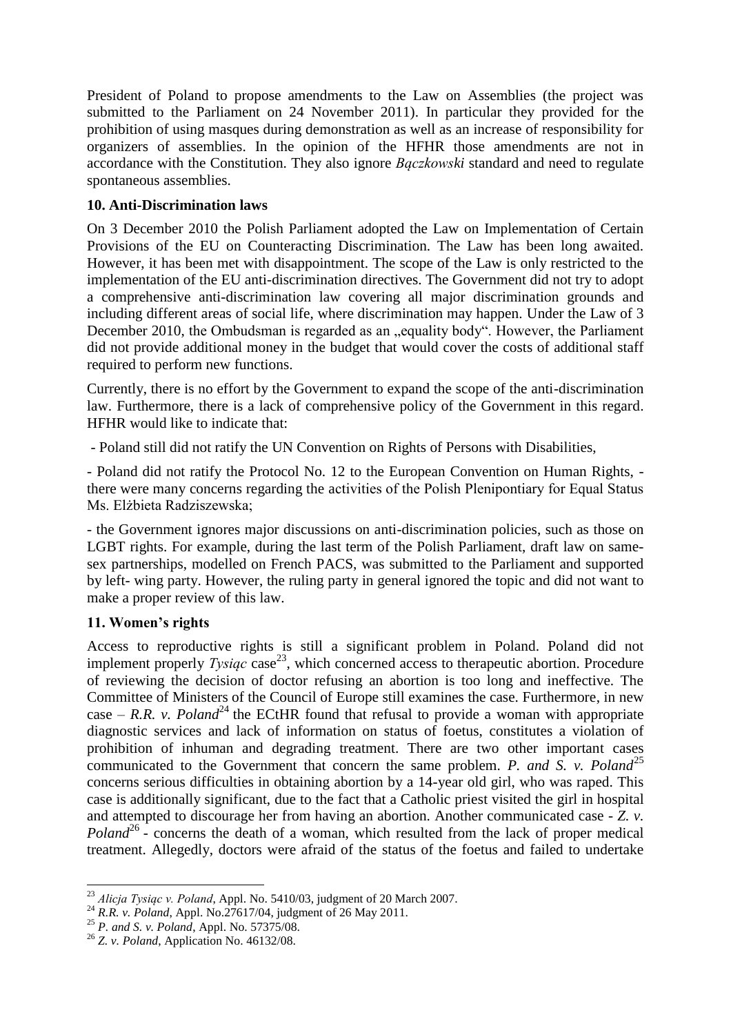President of Poland to propose amendments to the Law on Assemblies (the project was submitted to the Parliament on 24 November 2011). In particular they provided for the prohibition of using masques during demonstration as well as an increase of responsibility for organizers of assemblies. In the opinion of the HFHR those amendments are not in accordance with the Constitution. They also ignore *Bączkowski* standard and need to regulate spontaneous assemblies.

### 10. Anti-Discrimination laws

On 3 December 2010 the Polish Parliament adopted the Law on Implementation of Certain Provisions of the EU on Counteracting Discrimination. The Law has been long awaited. However, it has been met with disappointment. The scope of the Law is only restricted to the implementation of the EU anti-discrimination directives. The Government did not try to adopt a comprehensive anti-discrimination law covering all major discrimination grounds and including different areas of social life, where discrimination may happen. Under the Law of 3 December 2010, the Ombudsman is regarded as an „equality body". However, the Parliament did not provide additional money in the budget that would cover the costs of additional staff required to perform new functions.

Currently, there is no effort by the Government to expand the scope of the anti-discrimination law. Furthermore, there is a lack of comprehensive policy of the Government in this regard. HFHR would like to indicate that:

- Poland still did not ratify the UN Convention on Rights of Persons with Disabilities,

- Poland did not ratify the Protocol No. 12 to the European Convention on Human Rights, - there were many concerns regarding the activities of the Polish Plenipontiary for Equal Status Ms. Elżbieta Radziszewska;

- the Government ignores major discussions on anti-discrimination policies, such as those on LGBT rights. For example, during the last term of the Polish Parliament, draft law on same-sex partnerships, modelled on French PACS, was submitted to the Parliament and supported by left- wing party. However, the ruling party in general ignored the topic and did not want to make a proper review of this law.

### 11. Women's rights

Access to reproductive rights is still a significant problem in Poland. Poland did not implement properly *Tysiąc* case[23], which concerned access to therapeutic abortion. Procedure of reviewing the decision of doctor refusing an abortion is too long and ineffective. The Committee of Ministers of the Council of Europe still examines the case. Furthermore, in new case – *R.R. v. Poland*[24] the ECtHR found that refusal to provide a woman with appropriate diagnostic services and lack of information on status of foetus, constitutes a violation of prohibition of inhuman and degrading treatment. There are two other important cases communicated to the Government that concern the same problem. *P. and S. v. Poland*[25] concerns serious difficulties in obtaining abortion by a 14-year old girl, who was raped. This case is additionally significant, due to the fact that a Catholic priest visited the girl in hospital and attempted to discourage her from having an abortion. Another communicated case - *Z. v. Poland*[26] - concerns the death of a woman, which resulted from the lack of proper medical treatment. Allegedly, doctors were afraid of the status of the foetus and failed to undertake

---

[23] *Alicja Tysiąc v. Poland*, Appl. No. 5410/03, judgment of 20 March 2007.

[24] *R.R. v. Poland*, Appl. No.27617/04, judgment of 26 May 2011.

[25] *P. and S. v. Poland*, Appl. No. 57375/08.

[26] *Z. v. Poland*, Application No. 46132/08.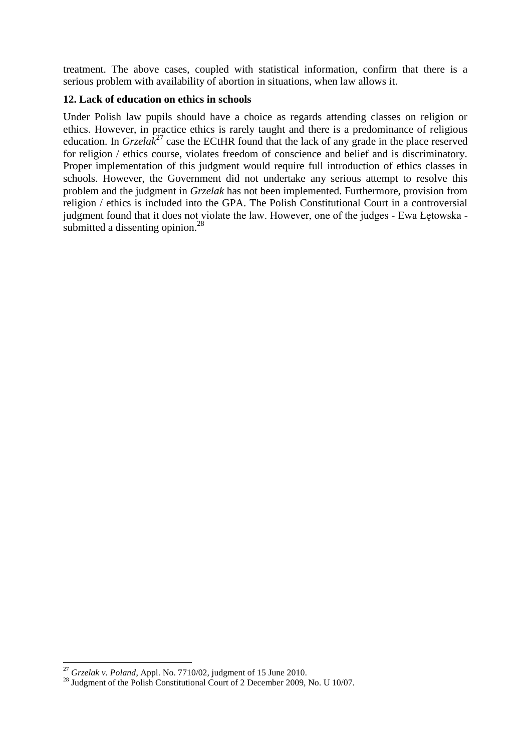treatment. The above cases, coupled with statistical information, confirm that there is a serious problem with availability of abortion in situations, when law allows it.

**12. Lack of education on ethics in schools**

Under Polish law pupils should have a choice as regards attending classes on religion or ethics. However, in practice ethics is rarely taught and there is a predominance of religious education. In *Grzelak*[27] case the ECtHR found that the lack of any grade in the place reserved for religion / ethics course, violates freedom of conscience and belief and is discriminatory. Proper implementation of this judgment would require full introduction of ethics classes in schools. However, the Government did not undertake any serious attempt to resolve this problem and the judgment in *Grzelak* has not been implemented. Furthermore, provision from religion / ethics is included into the GPA. The Polish Constitutional Court in a controversial judgment found that it does not violate the law. However, one of the judges - Ewa Łętowska - submitted a dissenting opinion.[28]

---

[27] *Grzelak v. Poland*, Appl. No. 7710/02, judgment of 15 June 2010.

[28] Judgment of the Polish Constitutional Court of 2 December 2009, No. U 10/07.